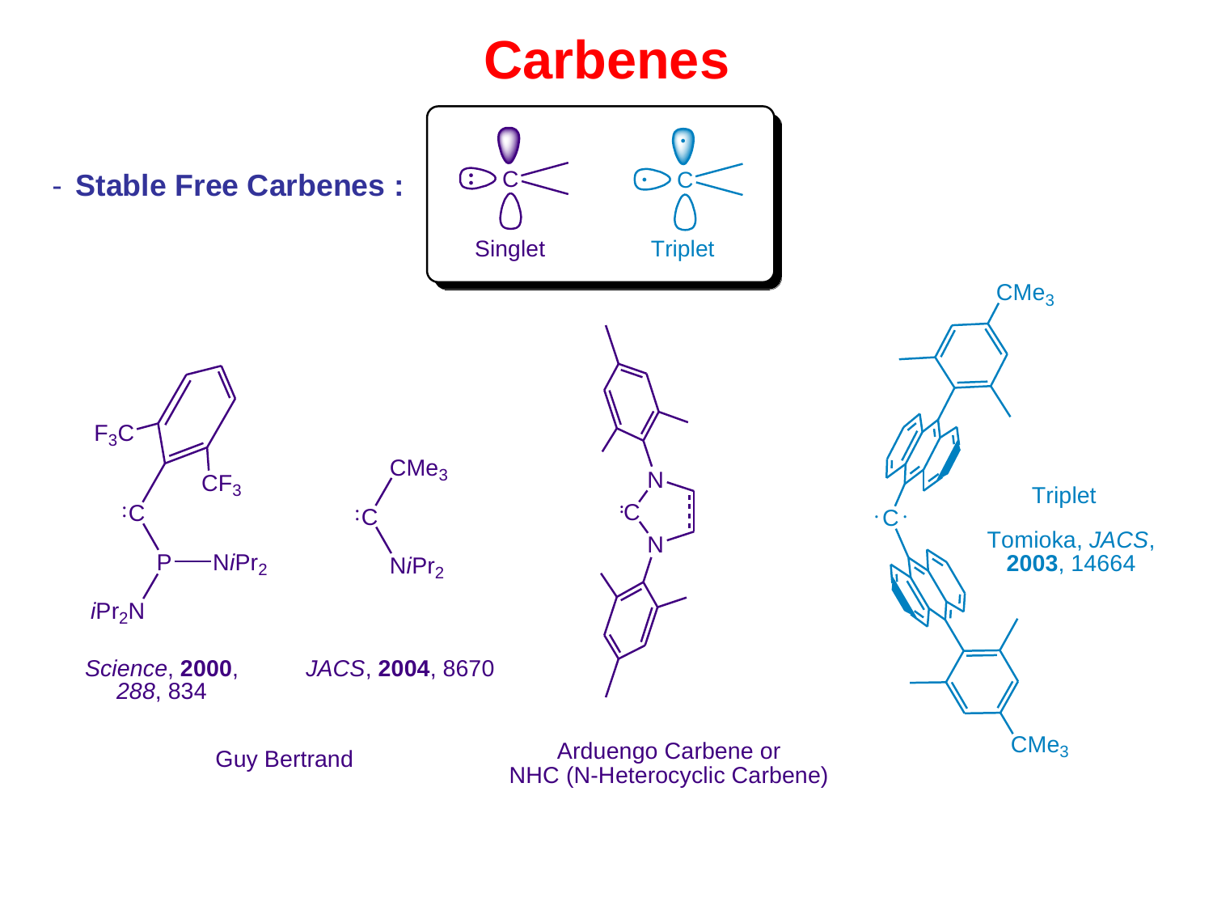# Carbenes

- **Stable Free Carbenes :**

Singlet

Triplet

*Science*, **2000**, *288*, 834

*JACS*, **2004**, 8670

Guy Bertrand

Arduengo Carbene or NHC (N-Heterocyclic Carbene)

Triplet

Tomioka, *JACS*, **2003**, 14664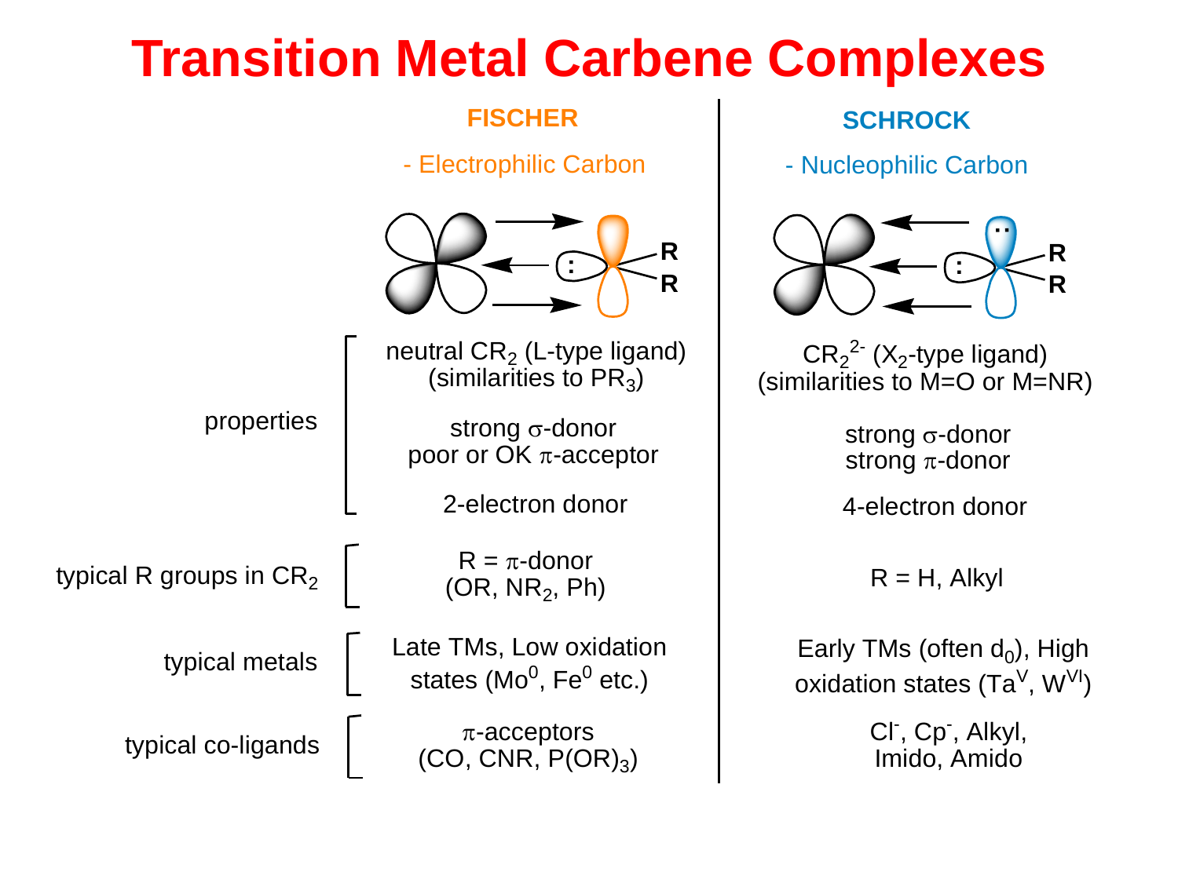# Transition Metal Carbene Complexes

| | FISCHER | SCHROCK |
|---|---|---|
| | - Electrophilic Carbon | - Nucleophilic Carbon |
| properties | neutral $CR_2$ (L-type ligand) (similarities to $PR_3$) | $CR_2^{2-}$ ($X_2$-type ligand) (similarities to M=O or M=NR) |
| | strong σ-donor; poor or OK π-acceptor | strong σ-donor; strong π-donor |
| | 2-electron donor | 4-electron donor |
| typical R groups in $CR_2$ | R = π-donor ($OR$, $NR_2$, Ph) | R = H, Alkyl |
| typical metals | Late TMs, Low oxidation states ($Mo^0$, $Fe^0$ etc.) | Early TMs (often $d_0$), High oxidation states ($Ta^V$, $W^{VI}$) |
| typical co-ligands | π-acceptors (CO, CNR, $P(OR)_3$) | $Cl^-$, $Cp^-$, Alkyl, Imido, Amido |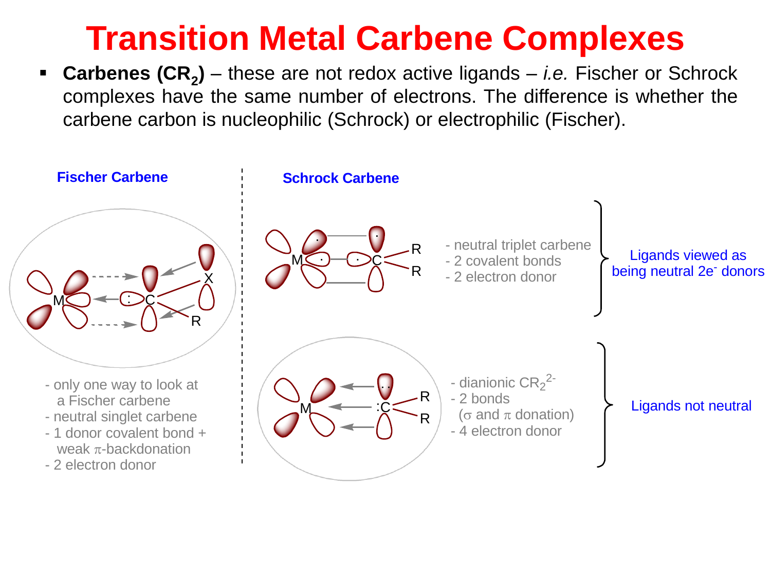# Transition Metal Carbene Complexes

- **Carbenes ($CR_2$)** – these are not redox active ligands – *i.e.* Fischer or Schrock complexes have the same number of electrons. The difference is whether the carbene carbon is nucleophilic (Schrock) or electrophilic (Fischer).

## Fischer Carbene

- only one way to look at a Fischer carbene
- neutral singlet carbene
- 1 donor covalent bond + weak $\pi$-backdonation
- 2 electron donor

## Schrock Carbene

- neutral triplet carbene
- 2 covalent bonds
- 2 electron donor

Ligands viewed as being neutral $2e^-$ donors

- dianionic $CR_2^{2-}$
- 2 bonds ($\sigma$ and $\pi$ donation)
- 4 electron donor

Ligands not neutral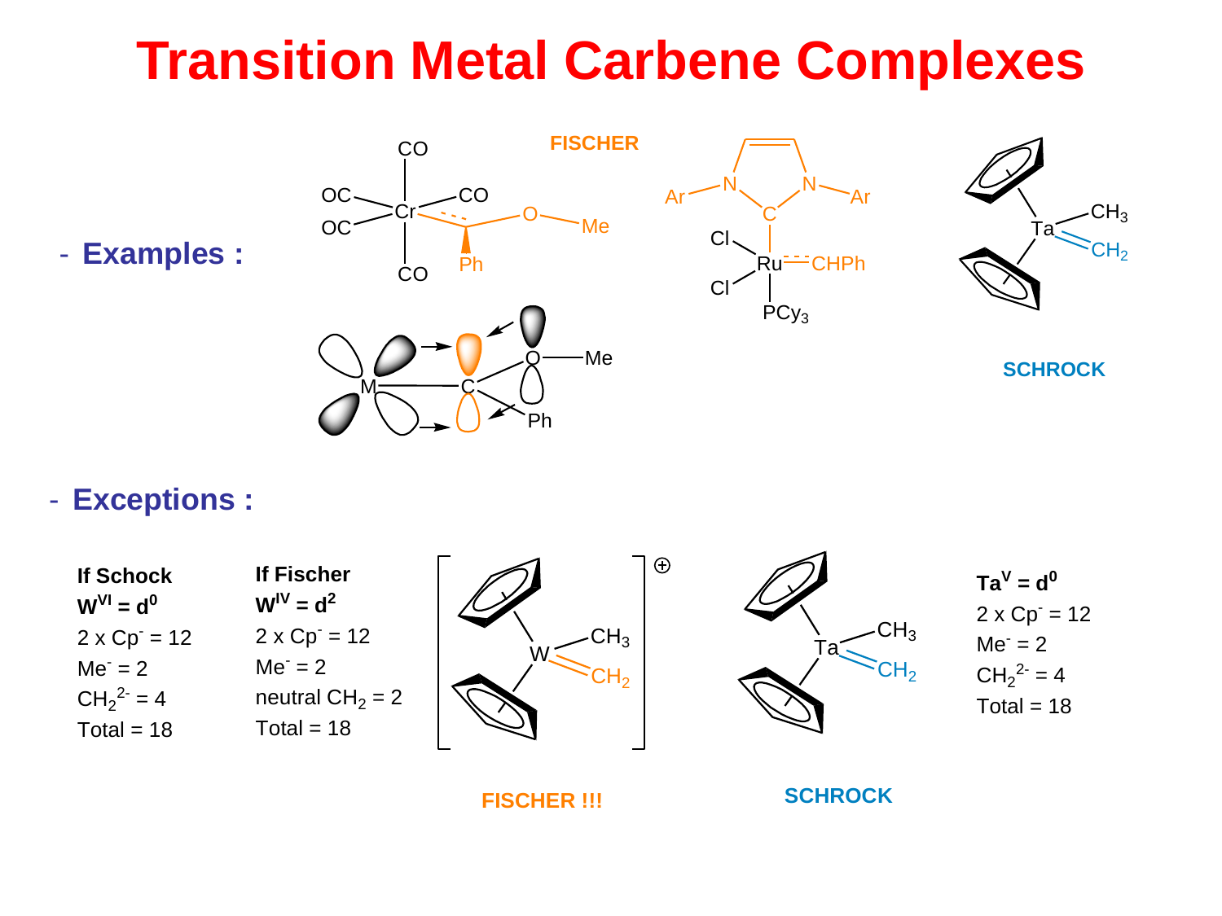# Transition Metal Carbene Complexes

- **Examples :**

FISCHER

SCHROCK

- **Exceptions :**

**If Schock**
**$W^{VI} = d^0$**
2 x $Cp^-$ = 12
$Me^-$ = 2
$CH_2^{2-}$ = 4
Total = 18

**If Fischer**
**$W^{IV} = d^2$**
2 x $Cp^-$ = 12
$Me^-$ = 2
neutral $CH_2$ = 2
Total = 18

FISCHER !!!

SCHROCK

**$Ta^V = d^0$**
2 x $Cp^-$ = 12
$Me^-$ = 2
$CH_2^{2-}$ = 4
Total = 18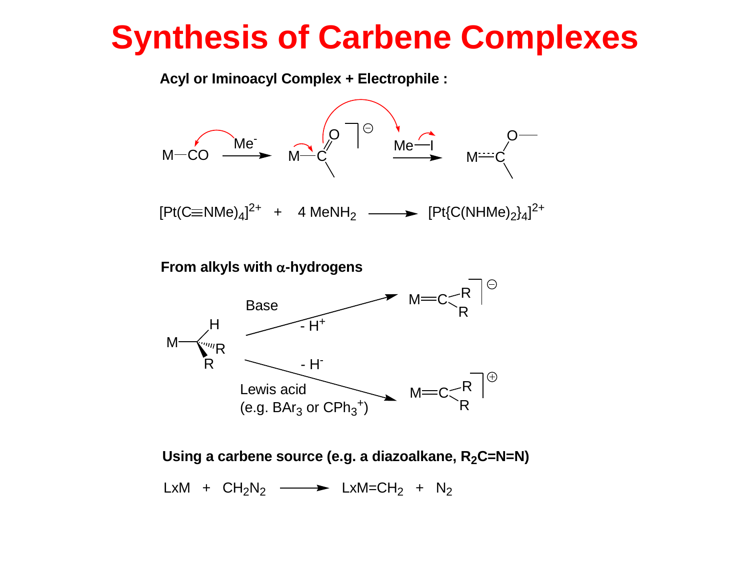# Synthesis of Carbene Complexes

**Acyl or Iminoacyl Complex + Electrophile :**

$$M{-}CO \xrightarrow{Me^-} [M{-}C(=O)Me]^{\ominus} \xrightarrow{Me{-}I} M{=}C(OMe)Me$$

$$[Pt(C{\equiv}NMe)_4]^{2+} \quad + \quad 4\ MeNH_2 \longrightarrow [Pt\{C(NHMe)_2\}_4]^{2+}$$

**From alkyls with α-hydrogens**

$$M{-}CHR_2 \xrightarrow[-\ H^+]{\text{Base}} [M{=}CR_2]^{\ominus}$$

$$M{-}CHR_2 \xrightarrow[\text{Lewis acid (e.g. } BAr_3 \text{ or } CPh_3^+)]{-\ H^-} [M{=}CR_2]^{\oplus}$$

**Using a carbene source (e.g. a diazoalkane, $R_2C{=}N{=}N$)**

$$LxM \quad + \quad CH_2N_2 \longrightarrow LxM{=}CH_2 \quad + \quad N_2$$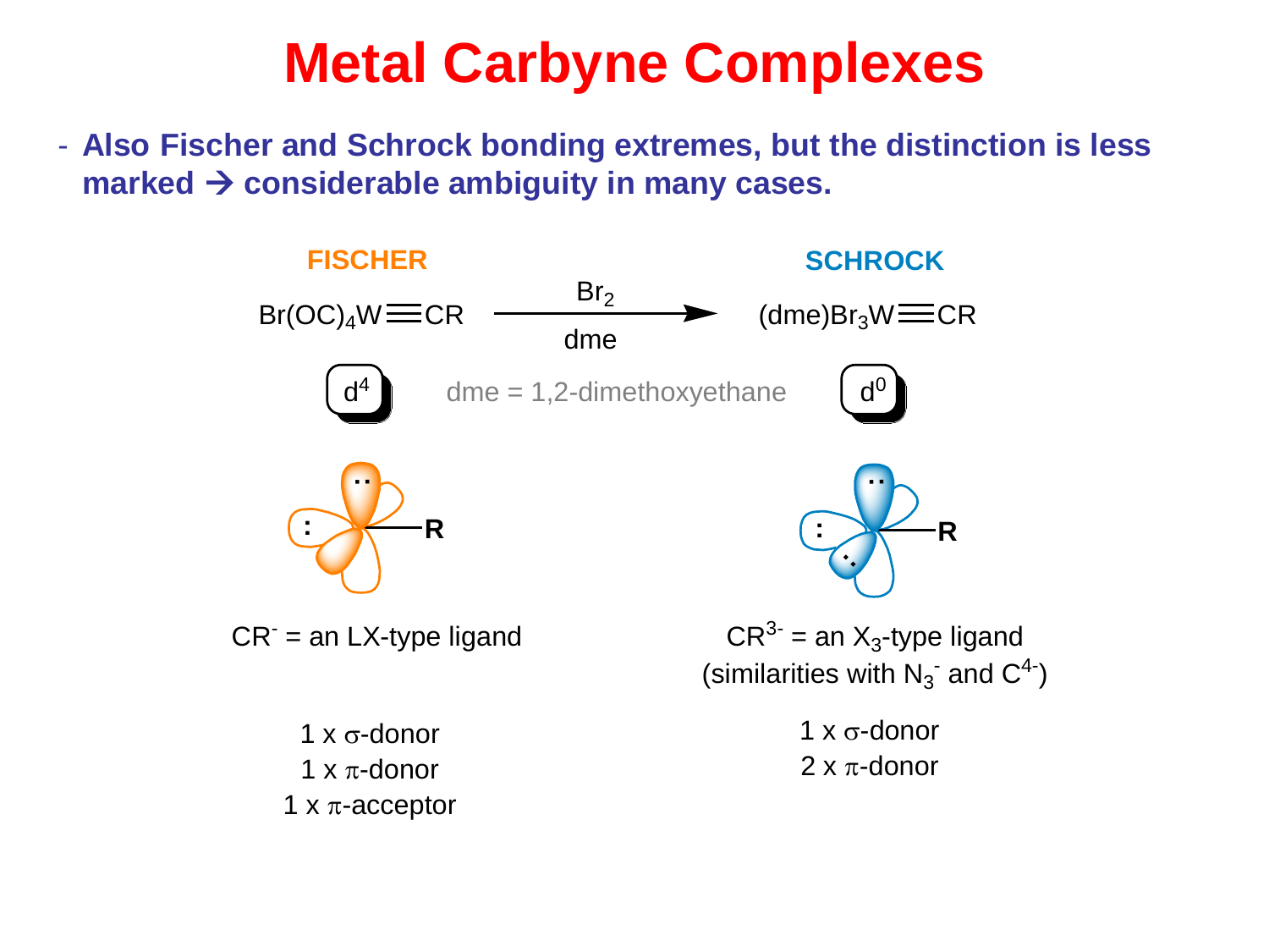# Metal Carbyne Complexes

- **Also Fischer and Schrock bonding extremes, but the distinction is less marked → considerable ambiguity in many cases.**

**FISCHER** | **SCHROCK**

$Br(OC)_4W{\equiv}CR \xrightarrow[\text{dme}]{Br_2} (dme)Br_3W{\equiv}CR$

$d^4$ | $d^0$

dme = 1,2-dimethoxyethane

$CR^-$ = an LX-type ligand

1 x σ-donor
1 x π-donor
1 x π-acceptor

$CR^{3-}$ = an $X_3$-type ligand
(similarities with $N_3^-$ and $C^{4-}$)

1 x σ-donor
2 x π-donor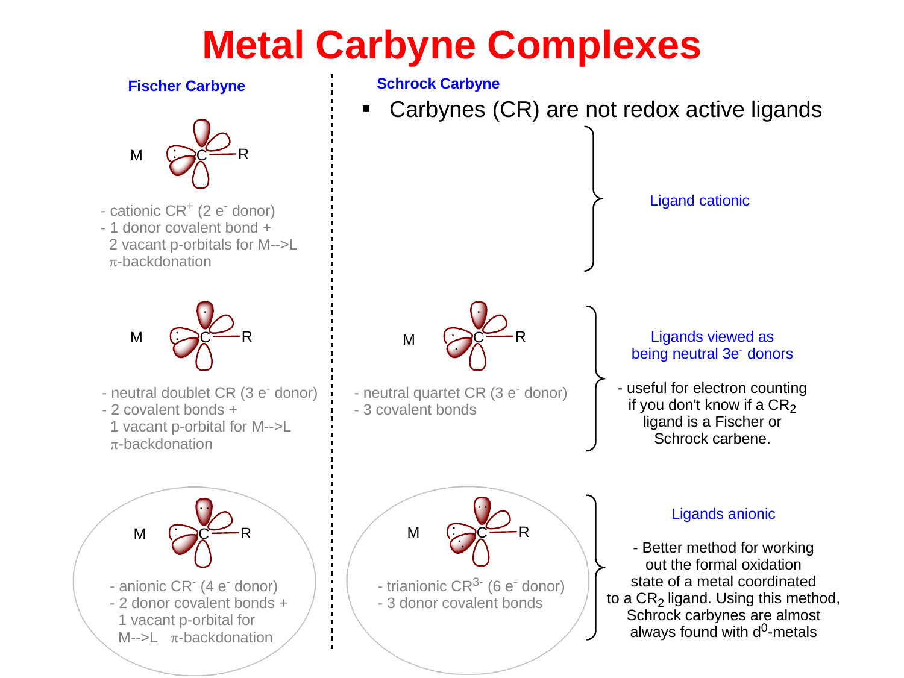# Metal Carbyne Complexes

## Fischer Carbyne

M C—R

- cationic $CR^+$ (2 $e^-$ donor)
- 1 donor covalent bond + 2 vacant p-orbitals for M-->L $\pi$-backdonation

M C—R

- neutral doublet CR (3 $e^-$ donor)
- 2 covalent bonds + 1 vacant p-orbital for M-->L $\pi$-backdonation

M C—R

- anionic $CR^-$ (4 $e^-$ donor)
- 2 donor covalent bonds + 1 vacant p-orbital for M-->L $\pi$-backdonation

## Schrock Carbyne

- Carbynes (CR) are not redox active ligands

Ligand cationic

M C—R

- neutral quartet CR (3 $e^-$ donor)
- 3 covalent bonds

Ligands viewed as being neutral 3$e^-$ donors

- useful for electron counting if you don't know if a $CR_2$ ligand is a Fischer or Schrock carbene.

M C—R

- trianionic $CR^{3-}$ (6 $e^-$ donor)
- 3 donor covalent bonds

Ligands anionic

- Better method for working out the formal oxidation state of a metal coordinated to a $CR_2$ ligand. Using this method, Schrock carbynes are almost always found with $d^0$-metals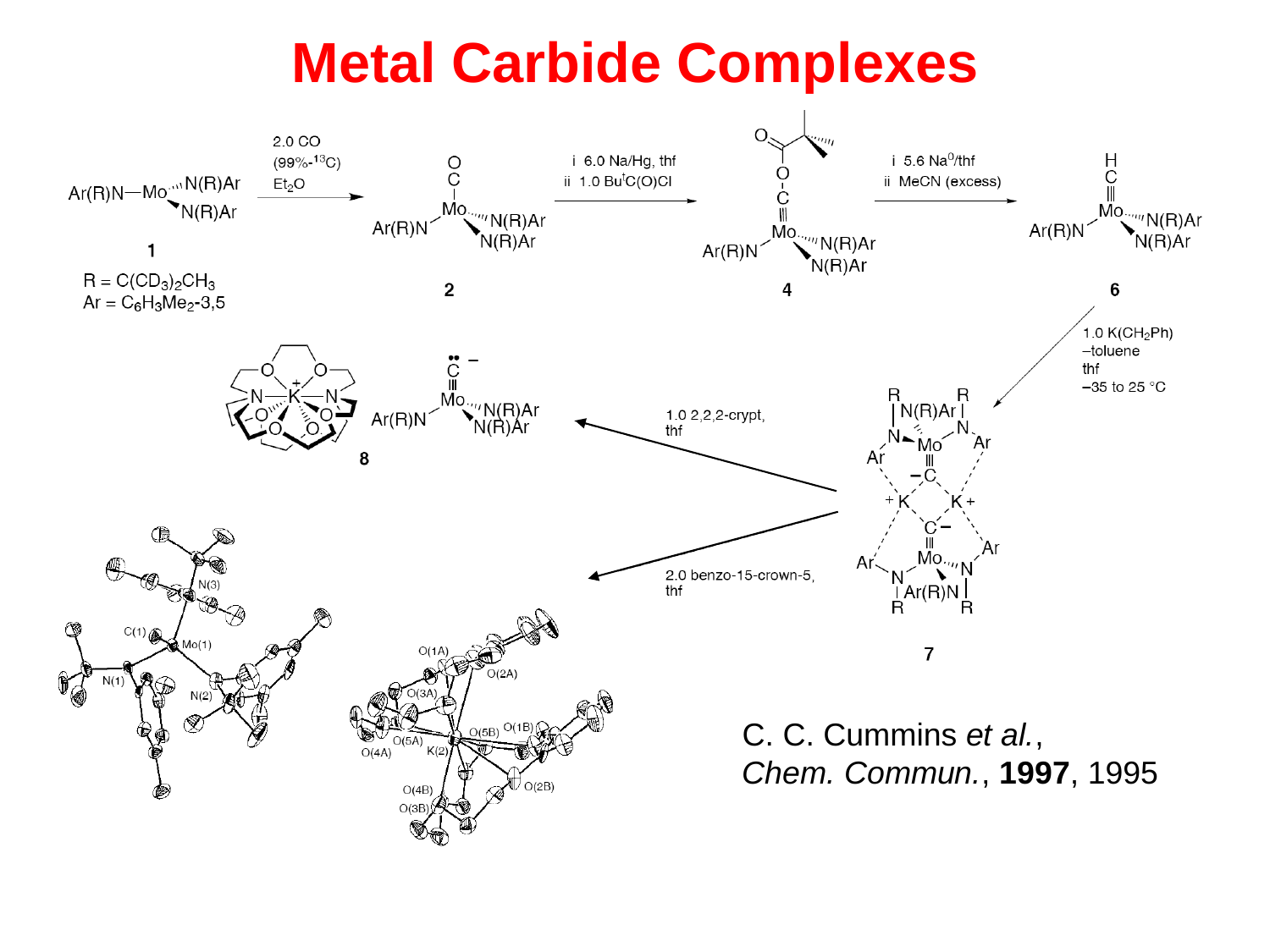# Metal Carbide Complexes

$\mathrm{Ar(R)N{-}Mo(N(R)Ar)_2}$ **1**

$\mathrm{R = C(CD_3)_2CH_3}$

$\mathrm{Ar = C_6H_3Me_2\text{-}3,5}$

**1** → **2**: 2.0 CO (99%-$^{13}$C), $Et_2O$

**2** → **4**: i 6.0 Na/Hg, thf; ii 1.0 Bu$^t$C(O)Cl

**4** → **6**: i 5.6 Na$^0$/thf; ii MeCN (excess)

**6** → **7**: 1.0 $K(CH_2Ph)$–toluene, thf, −35 to 25 °C

**7** → **8**: 1.0 2,2,2-crypt, thf

**7** → (X-ray structure): 2.0 benzo-15-crown-5, thf

C. C. Cummins *et al.*, *Chem. Commun.*, **1997**, 1995